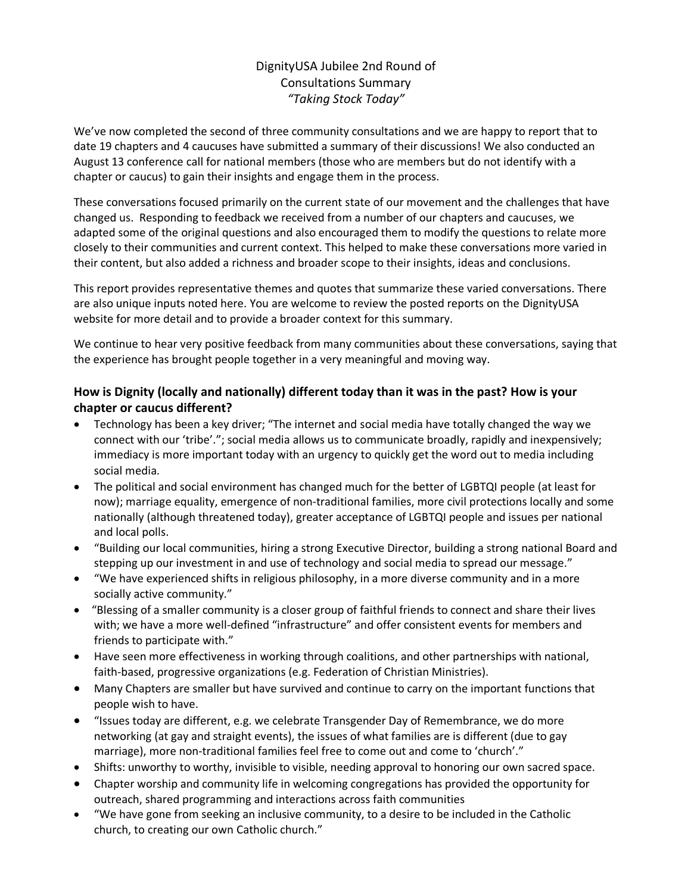# DignityUSA Jubilee 2nd Round of Consultations Summary *"Taking Stock Today"*

We've now completed the second of three community consultations and we are happy to report that to date 19 chapters and 4 caucuses have submitted a summary of their discussions! We also conducted an August 13 conference call for national members (those who are members but do not identify with a chapter or caucus) to gain their insights and engage them in the process.

These conversations focused primarily on the current state of our movement and the challenges that have changed us. Responding to feedback we received from a number of our chapters and caucuses, we adapted some of the original questions and also encouraged them to modify the questions to relate more closely to their communities and current context. This helped to make these conversations more varied in their content, but also added a richness and broader scope to their insights, ideas and conclusions.

This report provides representative themes and quotes that summarize these varied conversations. There are also unique inputs noted here. You are welcome to review the posted reports on the DignityUSA website for more detail and to provide a broader context for this summary.

We continue to hear very positive feedback from many communities about these conversations, saying that the experience has brought people together in a very meaningful and moving way.

### How is Dignity (locally and nationally) different today than it was in the past? How is your chapter or caucus different?

- Technology has been a key driver; "The internet and social media have totally changed the way we connect with our 'tribe'."; social media allows us to communicate broadly, rapidly and inexpensively; immediacy is more important today with an urgency to quickly get the word out to media including social media.
- The political and social environment has changed much for the better of LGBTQI people (at least for now); marriage equality, emergence of non-traditional families, more civil protections locally and some nationally (although threatened today), greater acceptance of LGBTQI people and issues per national and local polls.
- "Building our local communities, hiring a strong Executive Director, building a strong national Board and stepping up our investment in and use of technology and social media to spread our message."
- "We have experienced shifts in religious philosophy, in a more diverse community and in a more socially active community."
- "Blessing of a smaller community is a closer group of faithful friends to connect and share their lives with; we have a more well-defined "infrastructure" and offer consistent events for members and friends to participate with."
- Have seen more effectiveness in working through coalitions, and other partnerships with national, faith-based, progressive organizations (e.g. Federation of Christian Ministries).
- Many Chapters are smaller but have survived and continue to carry on the important functions that people wish to have.
- "Issues today are different, e.g. we celebrate Transgender Day of Remembrance, we do more networking (at gay and straight events), the issues of what families are is different (due to gay marriage), more non-traditional families feel free to come out and come to 'church'."
- Shifts: unworthy to worthy, invisible to visible, needing approval to honoring our own sacred space.
- Chapter worship and community life in welcoming congregations has provided the opportunity for outreach, shared programming and interactions across faith communities
- "We have gone from seeking an inclusive community, to a desire to be included in the Catholic church, to creating our own Catholic church."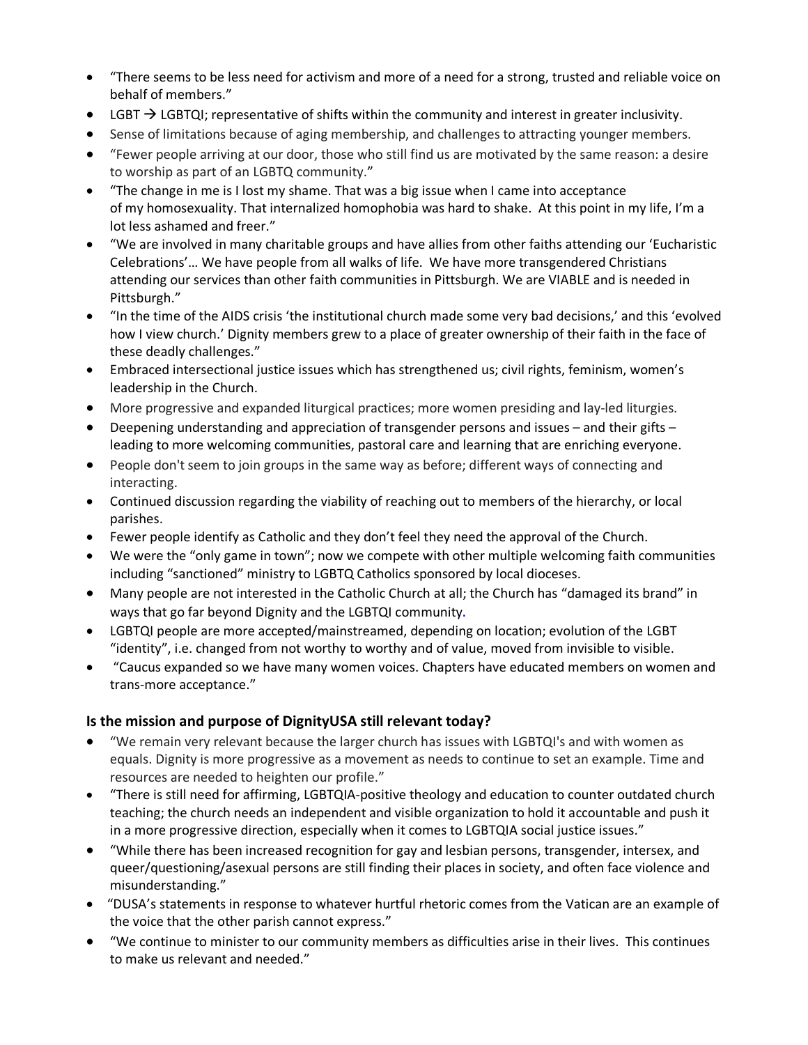- "There seems to be less need for activism and more of a need for a strong, trusted and reliable voice on behalf of members."
- LGBT → LGBTQI; representative of shifts within the community and interest in greater inclusivity.
- Sense of limitations because of aging membership, and challenges to attracting younger members.
- "Fewer people arriving at our door, those who still find us are motivated by the same reason: a desire to worship as part of an LGBTQ community."
- "The change in me is I lost my shame. That was a big issue when I came into acceptance of my homosexuality. That internalized homophobia was hard to shake. At this point in my life, I'm a lot less ashamed and freer."
- "We are involved in many charitable groups and have allies from other faiths attending our 'Eucharistic Celebrations'… We have people from all walks of life. We have more transgendered Christians attending our services than other faith communities in Pittsburgh. We are VIABLE and is needed in Pittsburgh."
- "In the time of the AIDS crisis 'the institutional church made some very bad decisions,' and this 'evolved how I view church.' Dignity members grew to a place of greater ownership of their faith in the face of these deadly challenges."
- Embraced intersectional justice issues which has strengthened us; civil rights, feminism, women's leadership in the Church.
- More progressive and expanded liturgical practices; more women presiding and lay-led liturgies.
- Deepening understanding and appreciation of transgender persons and issues – and their gifts – leading to more welcoming communities, pastoral care and learning that are enriching everyone.
- People don't seem to join groups in the same way as before; different ways of connecting and interacting.
- Continued discussion regarding the viability of reaching out to members of the hierarchy, or local parishes.
- Fewer people identify as Catholic and they don't feel they need the approval of the Church.
- We were the "only game in town"; now we compete with other multiple welcoming faith communities including "sanctioned" ministry to LGBTQ Catholics sponsored by local dioceses.
- Many people are not interested in the Catholic Church at all; the Church has "damaged its brand" in ways that go far beyond Dignity and the LGBTQI community.
- LGBTQI people are more accepted/mainstreamed, depending on location; evolution of the LGBT "identity", i.e. changed from not worthy to worthy and of value, moved from invisible to visible.
- "Caucus expanded so we have many women voices. Chapters have educated members on women and trans-more acceptance."

### Is the mission and purpose of DignityUSA still relevant today?

- "We remain very relevant because the larger church has issues with LGBTQI's and with women as equals. Dignity is more progressive as a movement as needs to continue to set an example. Time and resources are needed to heighten our profile."
- "There is still need for affirming, LGBTQIA-positive theology and education to counter outdated church teaching; the church needs an independent and visible organization to hold it accountable and push it in a more progressive direction, especially when it comes to LGBTQIA social justice issues."
- "While there has been increased recognition for gay and lesbian persons, transgender, intersex, and queer/questioning/asexual persons are still finding their places in society, and often face violence and misunderstanding."
- "DUSA's statements in response to whatever hurtful rhetoric comes from the Vatican are an example of the voice that the other parish cannot express."
- "We continue to minister to our community members as difficulties arise in their lives. This continues to make us relevant and needed."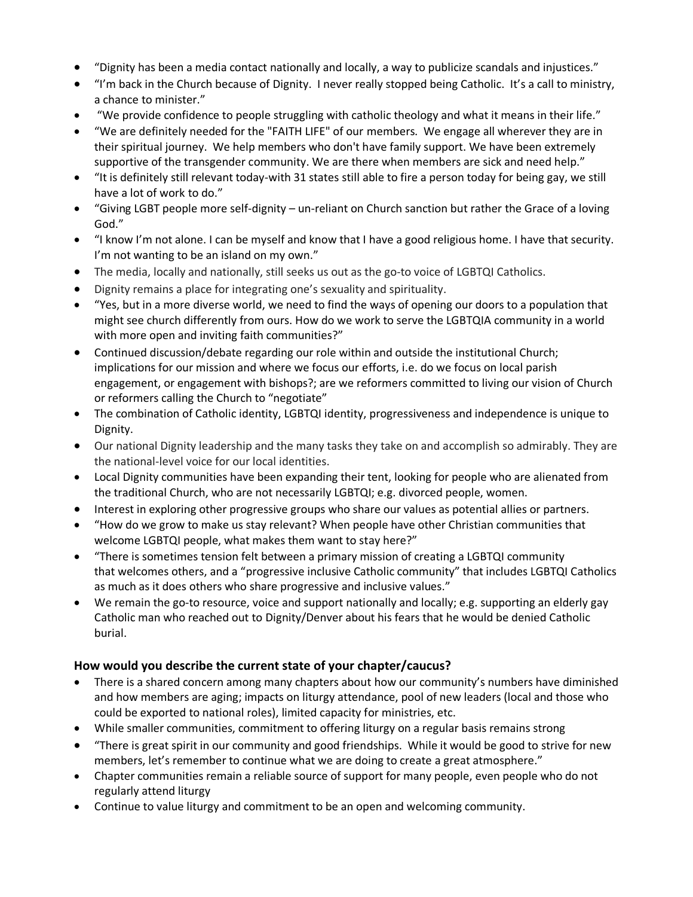- "Dignity has been a media contact nationally and locally, a way to publicize scandals and injustices."
- "I'm back in the Church because of Dignity. I never really stopped being Catholic. It's a call to ministry, a chance to minister."
- "We provide confidence to people struggling with catholic theology and what it means in their life."
- "We are definitely needed for the "FAITH LIFE" of our members. We engage all wherever they are in their spiritual journey. We help members who don't have family support. We have been extremely supportive of the transgender community. We are there when members are sick and need help."
- "It is definitely still relevant today-with 31 states still able to fire a person today for being gay, we still have a lot of work to do."
- "Giving LGBT people more self-dignity – un-reliant on Church sanction but rather the Grace of a loving God."
- "I know I'm not alone. I can be myself and know that I have a good religious home. I have that security. I'm not wanting to be an island on my own."
- The media, locally and nationally, still seeks us out as the go-to voice of LGBTQI Catholics.
- Dignity remains a place for integrating one's sexuality and spirituality.
- "Yes, but in a more diverse world, we need to find the ways of opening our doors to a population that might see church differently from ours. How do we work to serve the LGBTQIA community in a world with more open and inviting faith communities?"
- Continued discussion/debate regarding our role within and outside the institutional Church; implications for our mission and where we focus our efforts, i.e. do we focus on local parish engagement, or engagement with bishops?; are we reformers committed to living our vision of Church or reformers calling the Church to "negotiate"
- The combination of Catholic identity, LGBTQI identity, progressiveness and independence is unique to Dignity.
- Our national Dignity leadership and the many tasks they take on and accomplish so admirably. They are the national-level voice for our local identities.
- Local Dignity communities have been expanding their tent, looking for people who are alienated from the traditional Church, who are not necessarily LGBTQI; e.g. divorced people, women.
- Interest in exploring other progressive groups who share our values as potential allies or partners.
- "How do we grow to make us stay relevant? When people have other Christian communities that welcome LGBTQI people, what makes them want to stay here?"
- "There is sometimes tension felt between a primary mission of creating a LGBTQI community that welcomes others, and a "progressive inclusive Catholic community" that includes LGBTQI Catholics as much as it does others who share progressive and inclusive values."
- We remain the go-to resource, voice and support nationally and locally; e.g. supporting an elderly gay Catholic man who reached out to Dignity/Denver about his fears that he would be denied Catholic burial.

### How would you describe the current state of your chapter/caucus?

- There is a shared concern among many chapters about how our community's numbers have diminished and how members are aging; impacts on liturgy attendance, pool of new leaders (local and those who could be exported to national roles), limited capacity for ministries, etc.
- While smaller communities, commitment to offering liturgy on a regular basis remains strong
- "There is great spirit in our community and good friendships. While it would be good to strive for new members, let's remember to continue what we are doing to create a great atmosphere."
- Chapter communities remain a reliable source of support for many people, even people who do not regularly attend liturgy
- Continue to value liturgy and commitment to be an open and welcoming community.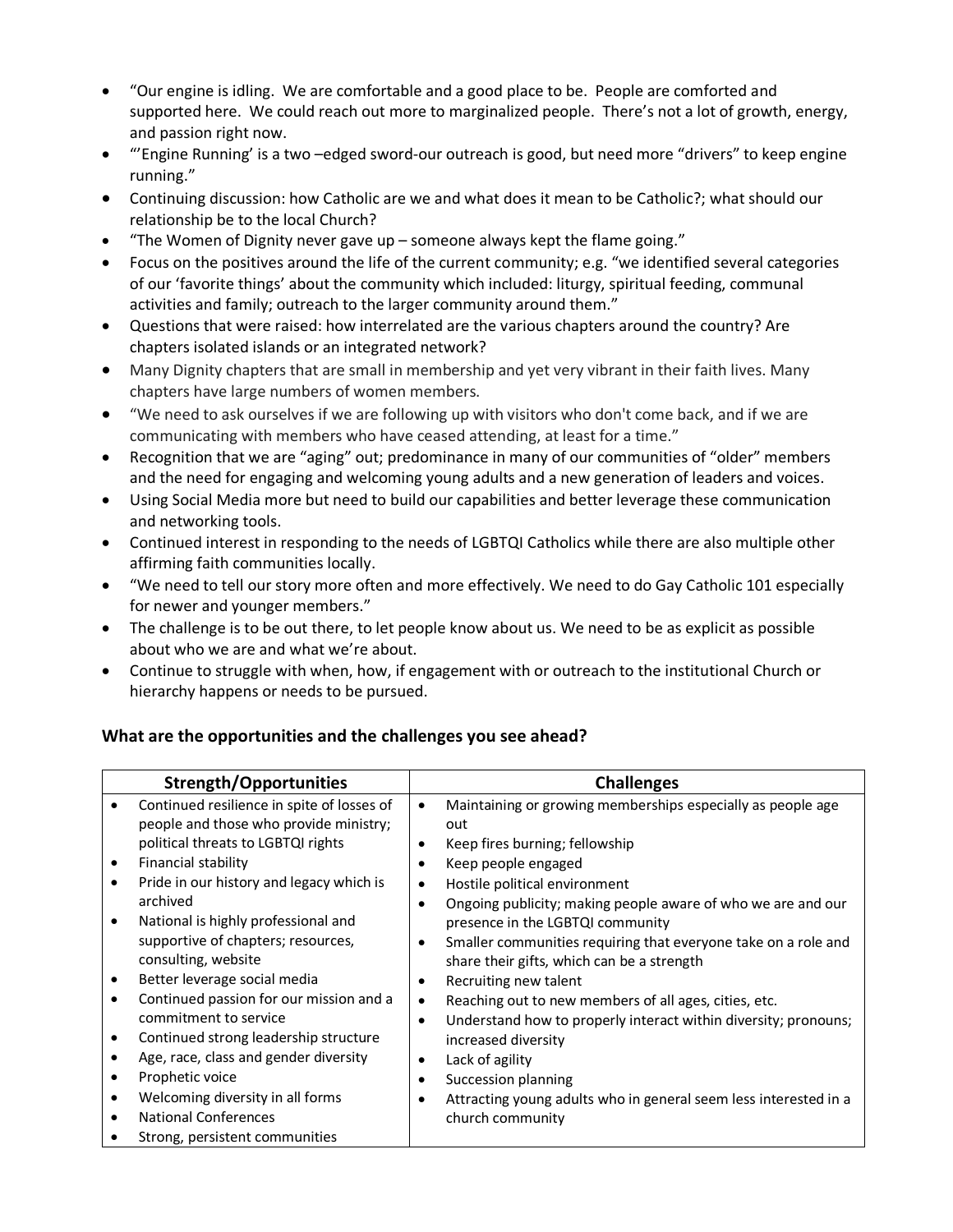- "Our engine is idling. We are comfortable and a good place to be. People are comforted and supported here. We could reach out more to marginalized people. There's not a lot of growth, energy, and passion right now.
- "'Engine Running' is a two –edged sword-our outreach is good, but need more "drivers" to keep engine running."
- Continuing discussion: how Catholic are we and what does it mean to be Catholic?; what should our relationship be to the local Church?
- "The Women of Dignity never gave up – someone always kept the flame going."
- Focus on the positives around the life of the current community; e.g. "we identified several categories of our 'favorite things' about the community which included: liturgy, spiritual feeding, communal activities and family; outreach to the larger community around them."
- Questions that were raised: how interrelated are the various chapters around the country? Are chapters isolated islands or an integrated network?
- Many Dignity chapters that are small in membership and yet very vibrant in their faith lives. Many chapters have large numbers of women members.
- "We need to ask ourselves if we are following up with visitors who don't come back, and if we are communicating with members who have ceased attending, at least for a time."
- Recognition that we are "aging" out; predominance in many of our communities of "older" members and the need for engaging and welcoming young adults and a new generation of leaders and voices.
- Using Social Media more but need to build our capabilities and better leverage these communication and networking tools.
- Continued interest in responding to the needs of LGBTQI Catholics while there are also multiple other affirming faith communities locally.
- "We need to tell our story more often and more effectively. We need to do Gay Catholic 101 especially for newer and younger members."
- The challenge is to be out there, to let people know about us. We need to be as explicit as possible about who we are and what we're about.
- Continue to struggle with when, how, if engagement with or outreach to the institutional Church or hierarchy happens or needs to be pursued.

### What are the opportunities and the challenges you see ahead?

| Strength/Opportunities | Challenges |
|---|---|
| • Continued resilience in spite of losses of people and those who provide ministry; political threats to LGBTQI rights<br>• Financial stability<br>• Pride in our history and legacy which is archived<br>• National is highly professional and supportive of chapters; resources, consulting, website<br>• Better leverage social media<br>• Continued passion for our mission and a commitment to service<br>• Continued strong leadership structure<br>• Age, race, class and gender diversity<br>• Prophetic voice<br>• Welcoming diversity in all forms<br>• National Conferences<br>• Strong, persistent communities | • Maintaining or growing memberships especially as people age out<br>• Keep fires burning; fellowship<br>• Keep people engaged<br>• Hostile political environment<br>• Ongoing publicity; making people aware of who we are and our presence in the LGBTQI community<br>• Smaller communities requiring that everyone take on a role and share their gifts, which can be a strength<br>• Recruiting new talent<br>• Reaching out to new members of all ages, cities, etc.<br>• Understand how to properly interact within diversity; pronouns; increased diversity<br>• Lack of agility<br>• Succession planning<br>• Attracting young adults who in general seem less interested in a church community |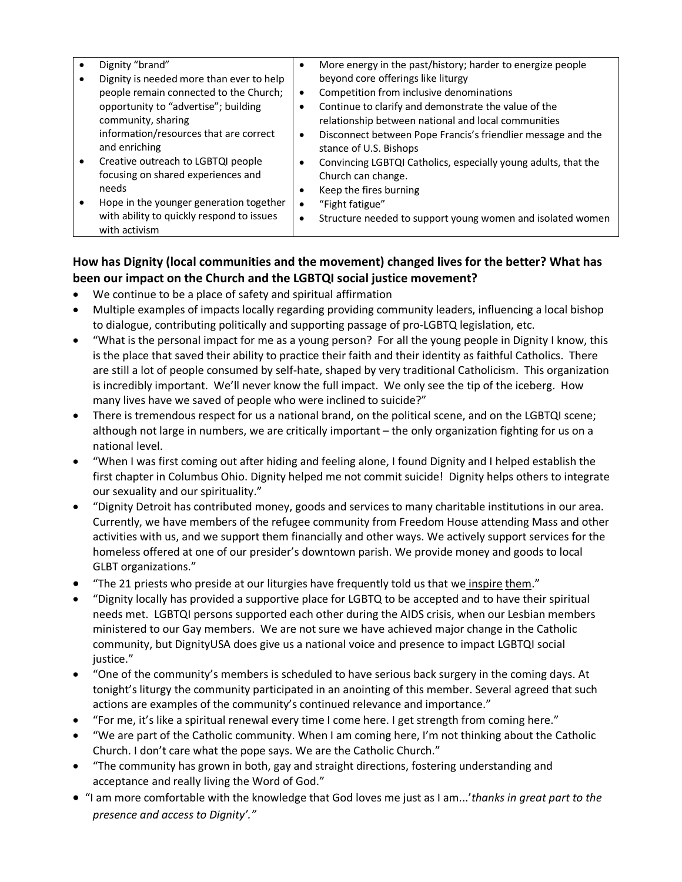| | |
|---|---|
| • Dignity "brand"<br>• Dignity is needed more than ever to help people remain connected to the Church; opportunity to "advertise"; building community, sharing information/resources that are correct and enriching<br>• Creative outreach to LGBTQI people focusing on shared experiences and needs<br>• Hope in the younger generation together with ability to quickly respond to issues with activism | • More energy in the past/history; harder to energize people beyond core offerings like liturgy<br>• Competition from inclusive denominations<br>• Continue to clarify and demonstrate the value of the relationship between national and local communities<br>• Disconnect between Pope Francis's friendlier message and the stance of U.S. Bishops<br>• Convincing LGBTQI Catholics, especially young adults, that the Church can change.<br>• Keep the fires burning<br>• "Fight fatigue"<br>• Structure needed to support young women and isolated women |

**How has Dignity (local communities and the movement) changed lives for the better? What has been our impact on the Church and the LGBTQI social justice movement?**

- We continue to be a place of safety and spiritual affirmation
- Multiple examples of impacts locally regarding providing community leaders, influencing a local bishop to dialogue, contributing politically and supporting passage of pro-LGBTQ legislation, etc.
- "What is the personal impact for me as a young person? For all the young people in Dignity I know, this is the place that saved their ability to practice their faith and their identity as faithful Catholics. There are still a lot of people consumed by self-hate, shaped by very traditional Catholicism. This organization is incredibly important. We'll never know the full impact. We only see the tip of the iceberg. How many lives have we saved of people who were inclined to suicide?"
- There is tremendous respect for us a national brand, on the political scene, and on the LGBTQI scene; although not large in numbers, we are critically important – the only organization fighting for us on a national level.
- "When I was first coming out after hiding and feeling alone, I found Dignity and I helped establish the first chapter in Columbus Ohio. Dignity helped me not commit suicide! Dignity helps others to integrate our sexuality and our spirituality."
- "Dignity Detroit has contributed money, goods and services to many charitable institutions in our area. Currently, we have members of the refugee community from Freedom House attending Mass and other activities with us, and we support them financially and other ways. We actively support services for the homeless offered at one of our presider's downtown parish. We provide money and goods to local GLBT organizations."
- "The 21 priests who preside at our liturgies have frequently told us that we inspire them."
- "Dignity locally has provided a supportive place for LGBTQ to be accepted and to have their spiritual needs met. LGBTQI persons supported each other during the AIDS crisis, when our Lesbian members ministered to our Gay members. We are not sure we have achieved major change in the Catholic community, but DignityUSA does give us a national voice and presence to impact LGBTQI social justice."
- "One of the community's members is scheduled to have serious back surgery in the coming days. At tonight's liturgy the community participated in an anointing of this member. Several agreed that such actions are examples of the community's continued relevance and importance."
- "For me, it's like a spiritual renewal every time I come here. I get strength from coming here."
- "We are part of the Catholic community. When I am coming here, I'm not thinking about the Catholic Church. I don't care what the pope says. We are the Catholic Church."
- "The community has grown in both, gay and straight directions, fostering understanding and acceptance and really living the Word of God."
- "I am more comfortable with the knowledge that God loves me just as I am...'*thanks in great part to the presence and access to Dignity'."*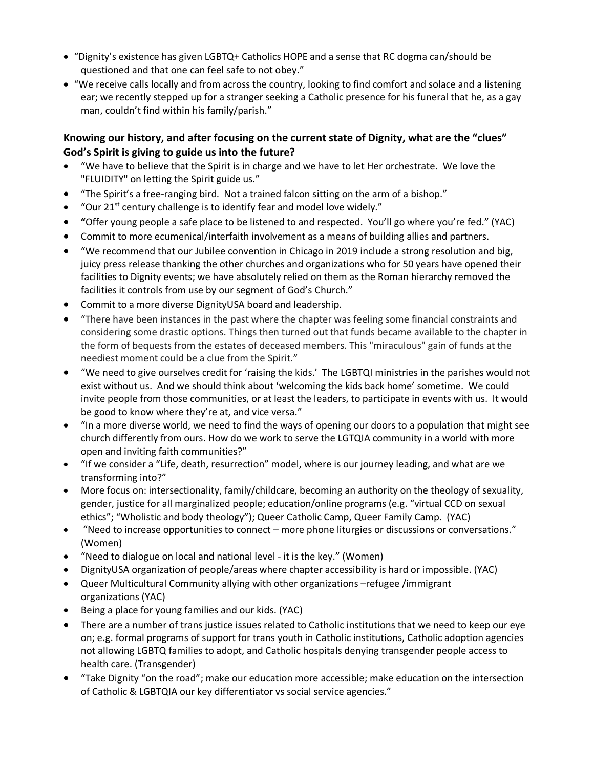- "Dignity's existence has given LGBTQ+ Catholics HOPE and a sense that RC dogma can/should be questioned and that one can feel safe to not obey."
- "We receive calls locally and from across the country, looking to find comfort and solace and a listening ear; we recently stepped up for a stranger seeking a Catholic presence for his funeral that he, as a gay man, couldn't find within his family/parish."

**Knowing our history, and after focusing on the current state of Dignity, what are the "clues" God's Spirit is giving to guide us into the future?**

- "We have to believe that the Spirit is in charge and we have to let Her orchestrate. We love the "FLUIDITY" on letting the Spirit guide us."
- "The Spirit's a free-ranging bird. Not a trained falcon sitting on the arm of a bishop."
- "Our 21st century challenge is to identify fear and model love widely."
- **"**Offer young people a safe place to be listened to and respected. You'll go where you're fed." (YAC)
- Commit to more ecumenical/interfaith involvement as a means of building allies and partners.
- "We recommend that our Jubilee convention in Chicago in 2019 include a strong resolution and big, juicy press release thanking the other churches and organizations who for 50 years have opened their facilities to Dignity events; we have absolutely relied on them as the Roman hierarchy removed the facilities it controls from use by our segment of God's Church."
- Commit to a more diverse DignityUSA board and leadership.
- "There have been instances in the past where the chapter was feeling some financial constraints and considering some drastic options. Things then turned out that funds became available to the chapter in the form of bequests from the estates of deceased members. This "miraculous" gain of funds at the neediest moment could be a clue from the Spirit."
- "We need to give ourselves credit for 'raising the kids.' The LGBTQI ministries in the parishes would not exist without us. And we should think about 'welcoming the kids back home' sometime. We could invite people from those communities, or at least the leaders, to participate in events with us. It would be good to know where they're at, and vice versa."
- "In a more diverse world, we need to find the ways of opening our doors to a population that might see church differently from ours. How do we work to serve the LGTQIA community in a world with more open and inviting faith communities?"
- "If we consider a "Life, death, resurrection" model, where is our journey leading, and what are we transforming into?"
- More focus on: intersectionality, family/childcare, becoming an authority on the theology of sexuality, gender, justice for all marginalized people; education/online programs (e.g. "virtual CCD on sexual ethics"; "Wholistic and body theology"); Queer Catholic Camp, Queer Family Camp. (YAC)
- "Need to increase opportunities to connect – more phone liturgies or discussions or conversations." (Women)
- "Need to dialogue on local and national level - it is the key." (Women)
- DignityUSA organization of people/areas where chapter accessibility is hard or impossible. (YAC)
- Queer Multicultural Community allying with other organizations –refugee /immigrant organizations (YAC)
- Being a place for young families and our kids. (YAC)
- There are a number of trans justice issues related to Catholic institutions that we need to keep our eye on; e.g. formal programs of support for trans youth in Catholic institutions, Catholic adoption agencies not allowing LGBTQ families to adopt, and Catholic hospitals denying transgender people access to health care. (Transgender)
- "Take Dignity "on the road"; make our education more accessible; make education on the intersection of Catholic & LGBTQIA our key differentiator vs social service agencies."